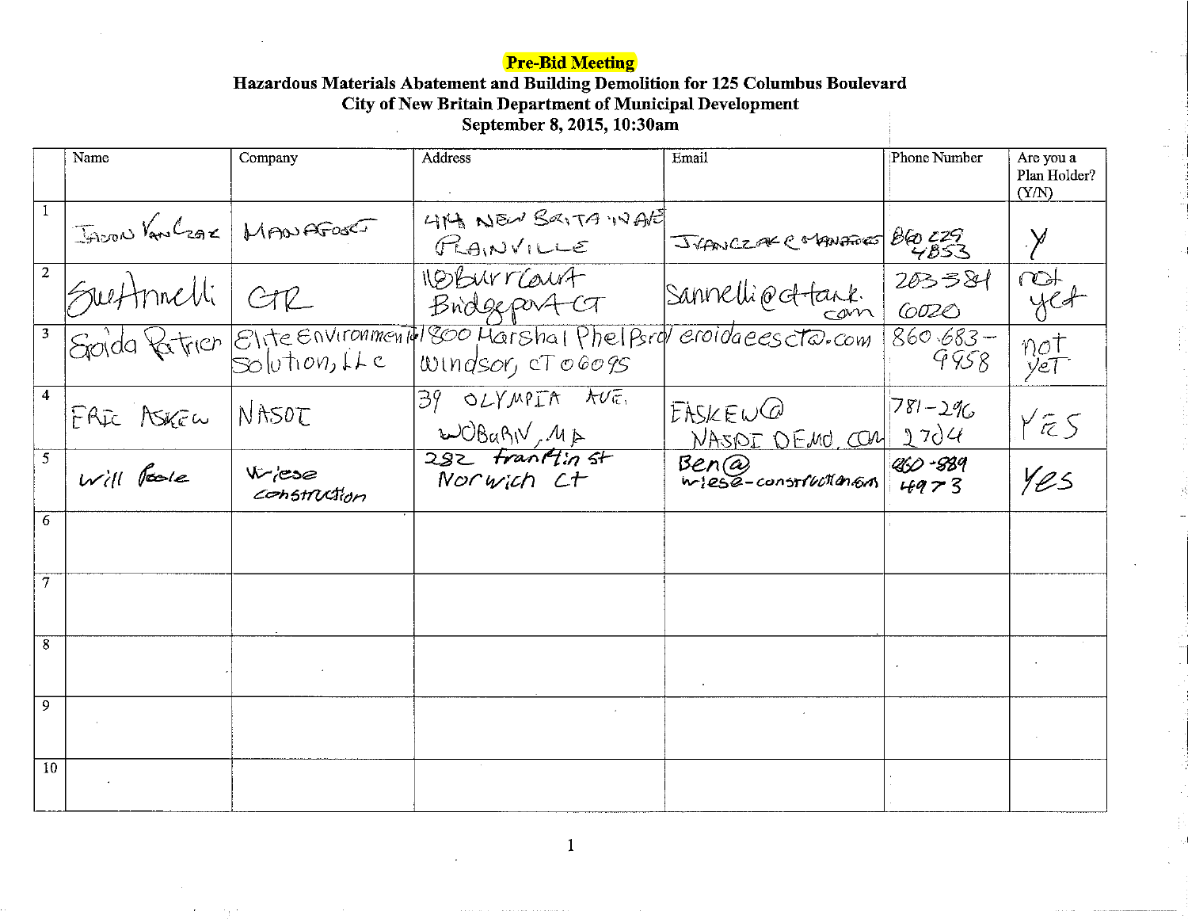**Pre-Bid Meeting**

**Hazardous Materials Abatement and Building Demolition for 125 Columbus Boulevard**

**City of New Britain Department of Municipal Development**

**September 8, 2015, 10:30am**

| | Name | Company | Address | Email | Phone Number | Are you a Plan Holder? (Y/N) |
|---|---|---|---|---|---|---|
| 1 | Jason VanCzak | MANAFORT | 414 New Britain Ave Plainville | JVANCZAK@MANAFORT | 860 229 4853 | Y |
| 2 | Sue Annelli | CTR | 110 Burr Court Bridgeport CT | sannelli@cttank.com | 203 384 6020 | not yet |
| 3 | Eroida Patrick | Elite Environmental Solution, LLC | 1800 Marshal Phelps rd Windsor, CT 06095 | eroidaeesct@.com | 860-683-9958 | not yet |
| 4 | ERIC ASKEW | NASDI | 39 OLYMPIA AVE. WOBURN, MA | EASKEW@NASDIDEMO.COM | 781-296 2704 | YES |
| 5 | Will Poole | Wiese Construction | 282 Franklin st Norwich Ct | Ben@wiese-construction.com | 860-889 4973 | Yes |
| 6 | | | | | | |
| 7 | | | | | | |
| 8 | | | | | | |
| 9 | | | | | | |
| 10 | | | | | | |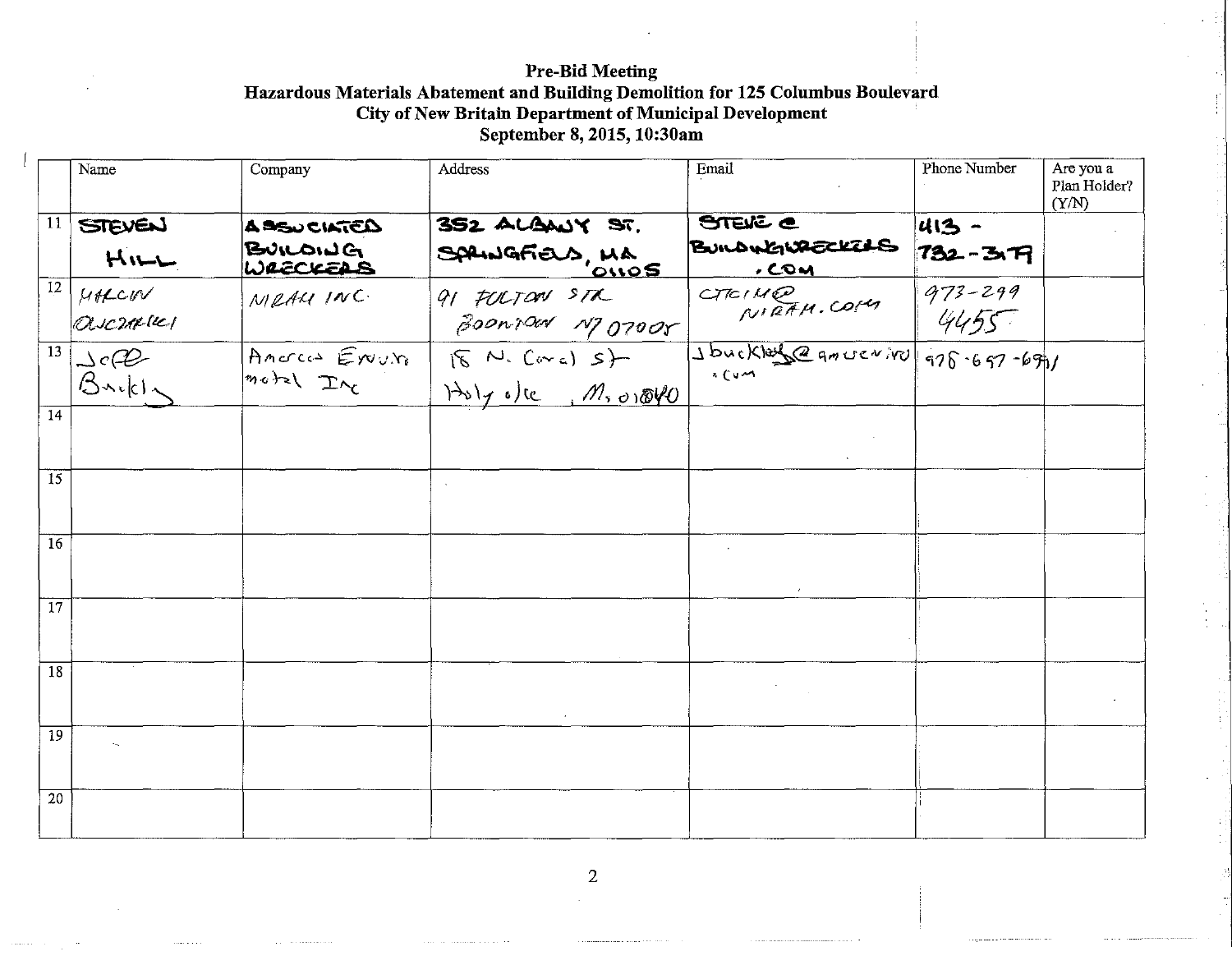**Pre-Bid Meeting**
**Hazardous Materials Abatement and Building Demolition for 125 Columbus Boulevard**
**City of New Britain Department of Municipal Development**
**September 8, 2015, 10:30am**

| | Name | Company | Address | Email | Phone Number | Are you a Plan Holder? (Y/N) |
|---|---|---|---|---|---|---|
| 11 | STEVEN HILL | ASSOCIATED BUILDING WRECKERS | 352 ALBANY ST. SPRINGFIELD, MA 01105 | STEVE @ BUILDINGWRECKERS .COM | 413 - 732 - 3179 | |
| 12 | MARCIN OLCZAKI | NIRAM INC. | 91 FULTON STR BOONTON NJ 07005 | CTICIM@ NIRAM.COM | 973-299 4455 | |
| 13 | Jeff Buckly | Americn Environmetal Inc | 18 N. Canal St Holyoke, M. 01040 | jbuckley@amenviro .com | 978-657-6991 | |
| 14 | | | | | | |
| 15 | | | | | | |
| 16 | | | | | | |
| 17 | | | | | | |
| 18 | | | | | | |
| 19 | | | | | | |
| 20 | | | | | | |